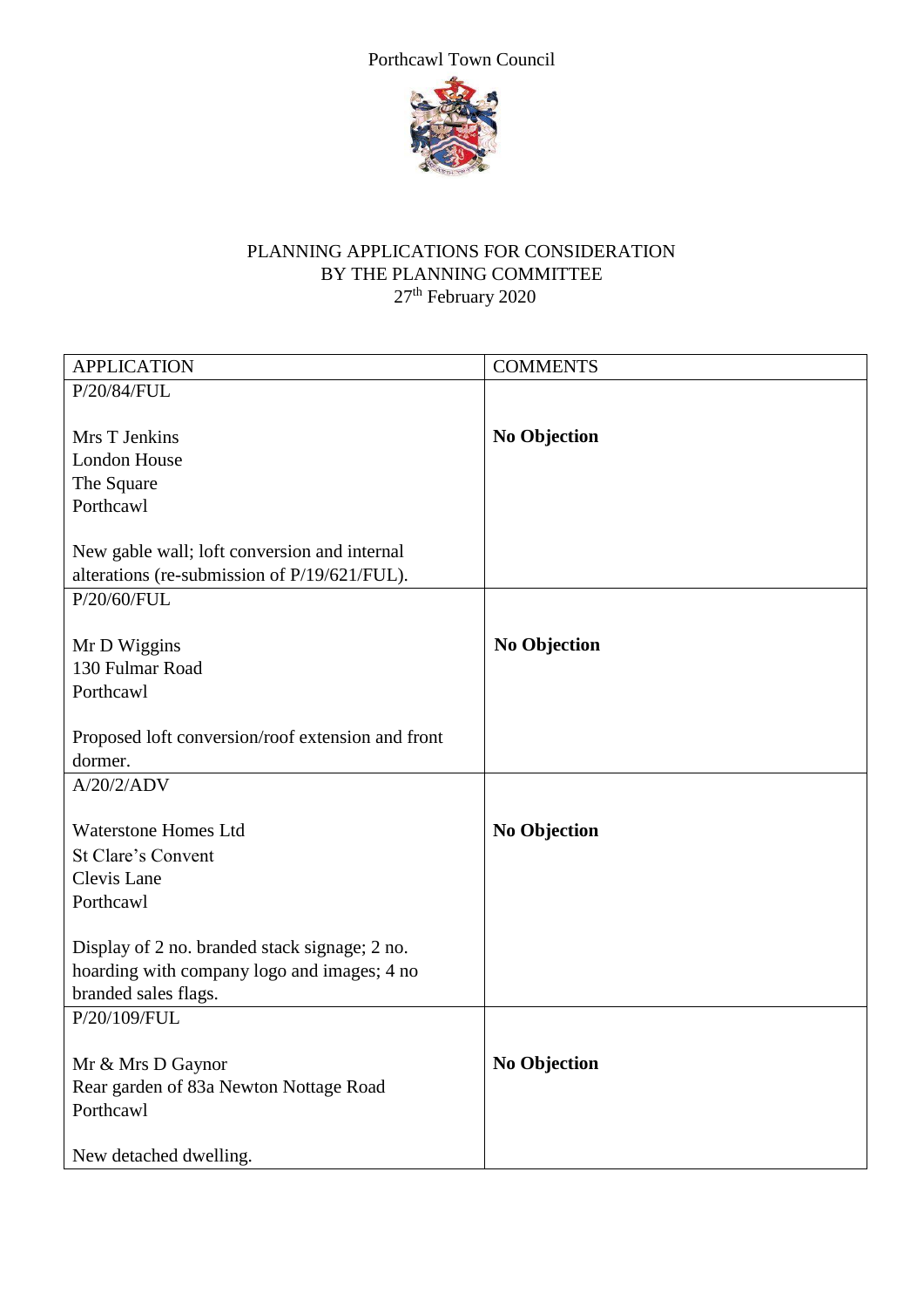Porthcawl Town Council

# PLANNING APPLICATIONS FOR CONSIDERATION BY THE PLANNING COMMITTEE

27th February 2020

| APPLICATION | COMMENTS |
|---|---|
| P/20/84/FUL<br><br>Mrs T Jenkins<br>London House<br>The Square<br>Porthcawl<br><br>New gable wall; loft conversion and internal alterations (re-submission of P/19/621/FUL). | **No Objection** |
| P/20/60/FUL<br><br>Mr D Wiggins<br>130 Fulmar Road<br>Porthcawl<br><br>Proposed loft conversion/roof extension and front dormer. | **No Objection** |
| A/20/2/ADV<br><br>Waterstone Homes Ltd<br>St Clare's Convent<br>Clevis Lane<br>Porthcawl<br><br>Display of 2 no. branded stack signage; 2 no. hoarding with company logo and images; 4 no branded sales flags. | **No Objection** |
| P/20/109/FUL<br><br>Mr & Mrs D Gaynor<br>Rear garden of 83a Newton Nottage Road<br>Porthcawl<br><br>New detached dwelling. | **No Objection** |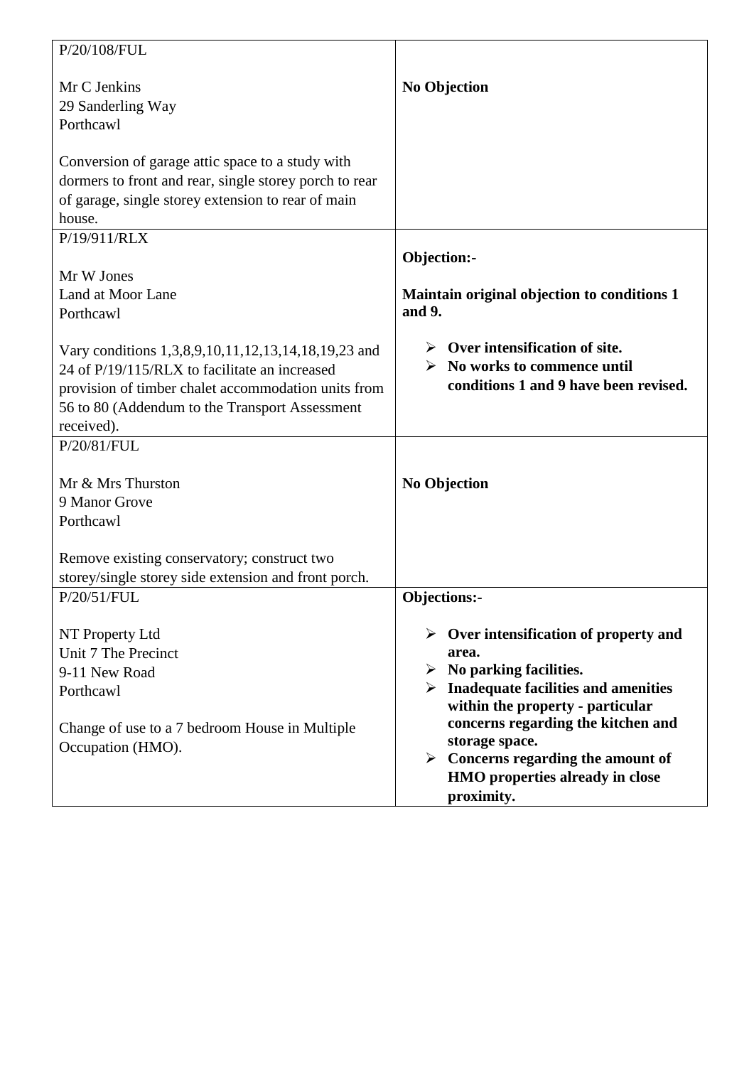| | |
|---|---|
| P/20/108/FUL<br><br>Mr C Jenkins<br>29 Sanderling Way<br>Porthcawl<br><br>Conversion of garage attic space to a study with dormers to front and rear, single storey porch to rear of garage, single storey extension to rear of main house. | **No Objection** |
| P/19/911/RLX<br><br>Mr W Jones<br>Land at Moor Lane<br>Porthcawl<br><br>Vary conditions 1,3,8,9,10,11,12,13,14,18,19,23 and 24 of P/19/115/RLX to facilitate an increased provision of timber chalet accommodation units from 56 to 80 (Addendum to the Transport Assessment received). | **Objection:-**<br><br>**Maintain original objection to conditions 1 and 9.**<br><br>➢ **Over intensification of site.**<br>➢ **No works to commence until conditions 1 and 9 have been revised.** |
| P/20/81/FUL<br><br>Mr & Mrs Thurston<br>9 Manor Grove<br>Porthcawl<br><br>Remove existing conservatory; construct two storey/single storey side extension and front porch. | **No Objection** |
| P/20/51/FUL<br><br>NT Property Ltd<br>Unit 7 The Precinct<br>9-11 New Road<br>Porthcawl<br><br>Change of use to a 7 bedroom House in Multiple Occupation (HMO). | **Objections:-**<br><br>➢ **Over intensification of property and area.**<br>➢ **No parking facilities.**<br>➢ **Inadequate facilities and amenities within the property - particular concerns regarding the kitchen and storage space.**<br>➢ **Concerns regarding the amount of HMO properties already in close proximity.** |